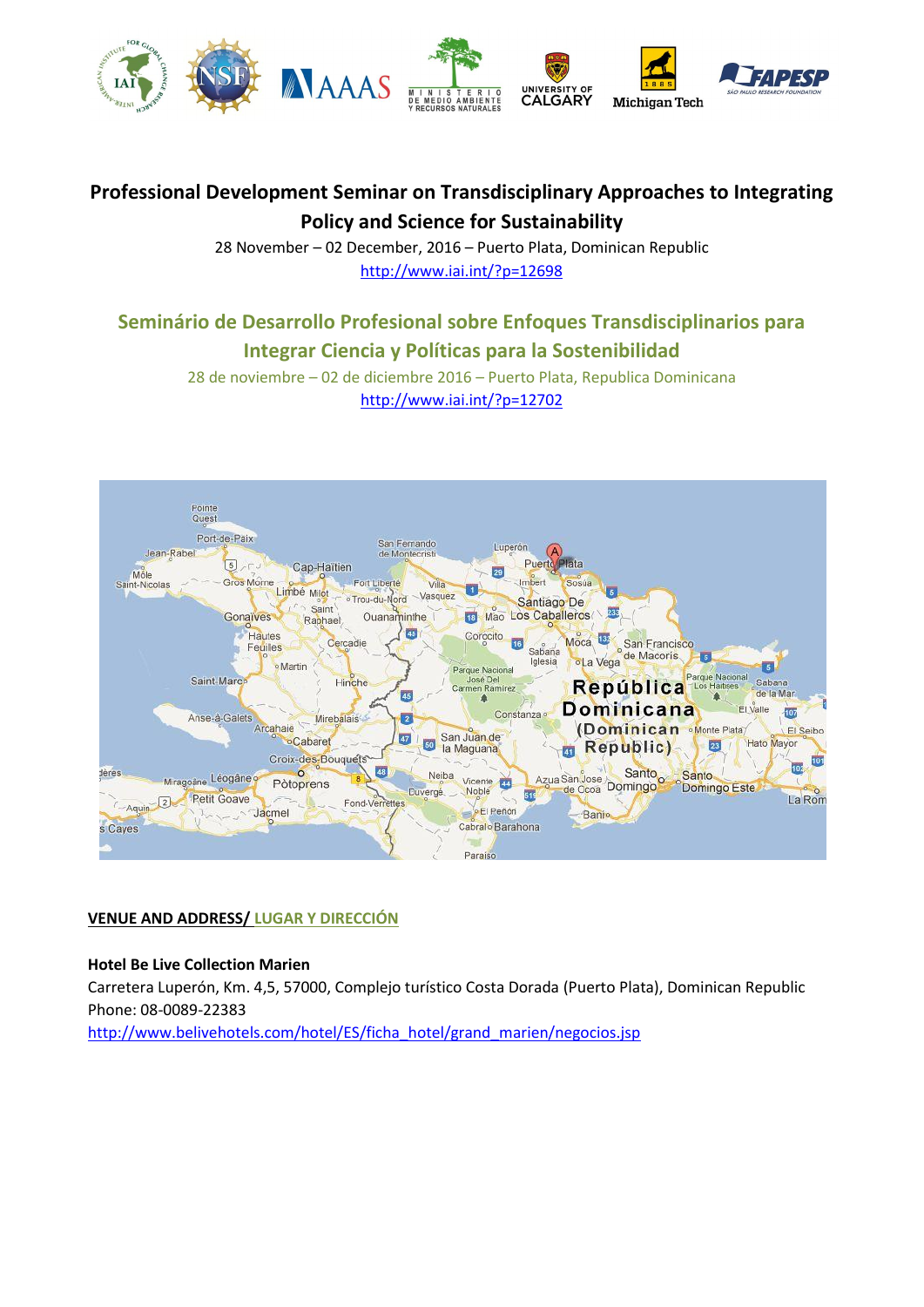# Professional Development Seminar on Transdisciplinary Approaches to Integrating Policy and Science for Sustainability

28 November – 02 December, 2016 – Puerto Plata, Dominican Republic

http://www.iai.int/?p=12698

# Seminário de Desarrollo Profesional sobre Enfoques Transdisciplinarios para Integrar Ciencia y Políticas para la Sostenibilidad

28 de noviembre – 02 de diciembre 2016 – Puerto Plata, Republica Dominicana

http://www.iai.int/?p=12702

## VENUE AND ADDRESS/ LUGAR Y DIRECCIÓN

**Hotel Be Live Collection Marien**

Carretera Luperón, Km. 4,5, 57000, Complejo turístico Costa Dorada (Puerto Plata), Dominican Republic

Phone: 08-0089-22383

http://www.belivehotels.com/hotel/ES/ficha_hotel/grand_marien/negocios.jsp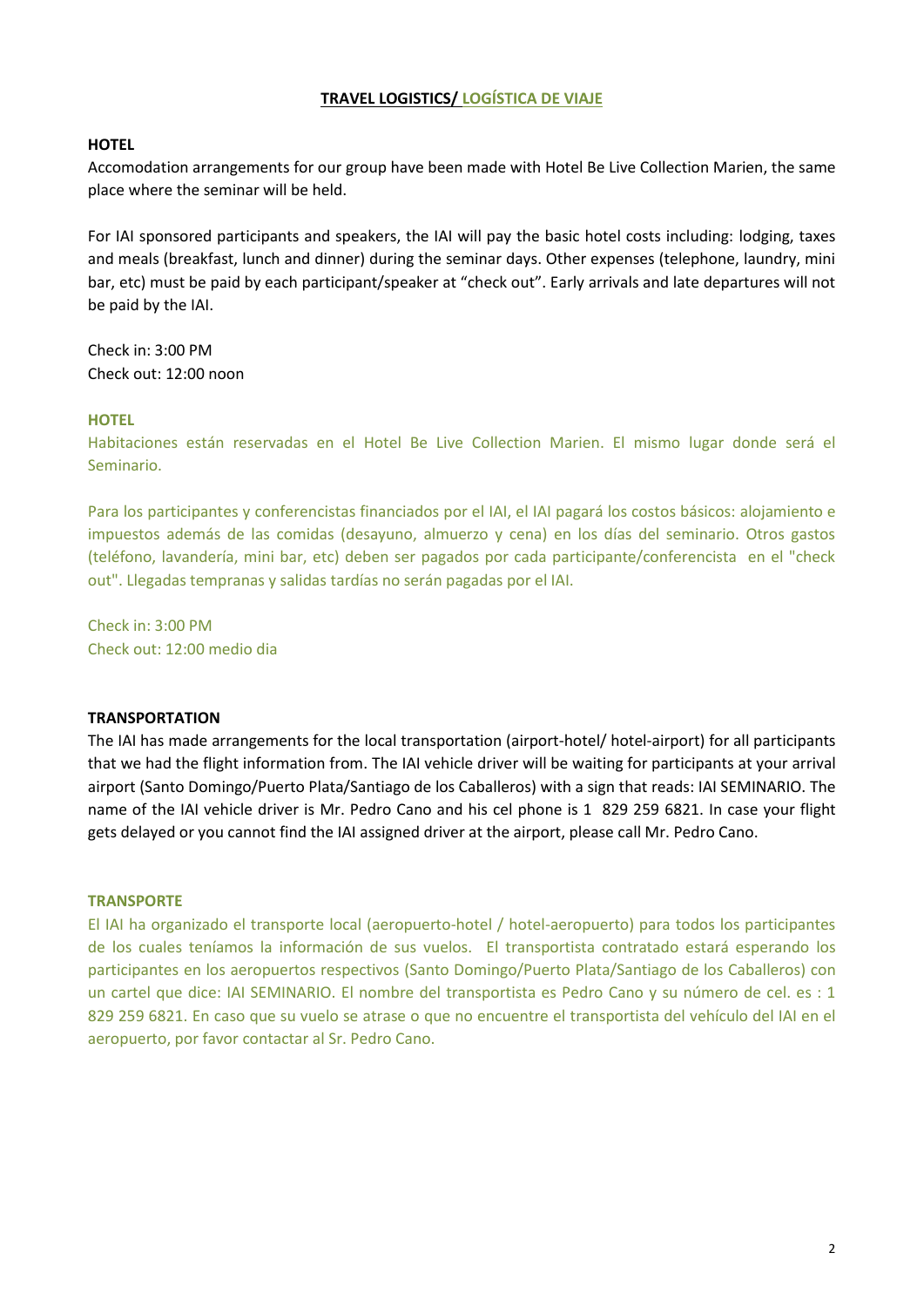## TRAVEL LOGISTICS/ LOGÍSTICA DE VIAJE

**HOTEL**

Accomodation arrangements for our group have been made with Hotel Be Live Collection Marien, the same place where the seminar will be held.

For IAI sponsored participants and speakers, the IAI will pay the basic hotel costs including: lodging, taxes and meals (breakfast, lunch and dinner) during the seminar days. Other expenses (telephone, laundry, mini bar, etc) must be paid by each participant/speaker at "check out". Early arrivals and late departures will not be paid by the IAI.

Check in: 3:00 PM
Check out: 12:00 noon

**HOTEL**

Habitaciones están reservadas en el Hotel Be Live Collection Marien. El mismo lugar donde será el Seminario.

Para los participantes y conferencistas financiados por el IAI, el IAI pagará los costos básicos: alojamiento e impuestos además de las comidas (desayuno, almuerzo y cena) en los días del seminario. Otros gastos (teléfono, lavandería, mini bar, etc) deben ser pagados por cada participante/conferencista en el "check out". Llegadas tempranas y salidas tardías no serán pagadas por el IAI.

Check in: 3:00 PM
Check out: 12:00 medio dia

**TRANSPORTATION**

The IAI has made arrangements for the local transportation (airport-hotel/ hotel-airport) for all participants that we had the flight information from. The IAI vehicle driver will be waiting for participants at your arrival airport (Santo Domingo/Puerto Plata/Santiago de los Caballeros) with a sign that reads: IAI SEMINARIO. The name of the IAI vehicle driver is Mr. Pedro Cano and his cel phone is 1 829 259 6821. In case your flight gets delayed or you cannot find the IAI assigned driver at the airport, please call Mr. Pedro Cano.

**TRANSPORTE**

El IAI ha organizado el transporte local (aeropuerto-hotel / hotel-aeropuerto) para todos los participantes de los cuales teníamos la información de sus vuelos. El transportista contratado estará esperando los participantes en los aeropuertos respectivos (Santo Domingo/Puerto Plata/Santiago de los Caballeros) con un cartel que dice: IAI SEMINARIO. El nombre del transportista es Pedro Cano y su número de cel. es : 1 829 259 6821. En caso que su vuelo se atrase o que no encuentre el transportista del vehículo del IAI en el aeropuerto, por favor contactar al Sr. Pedro Cano.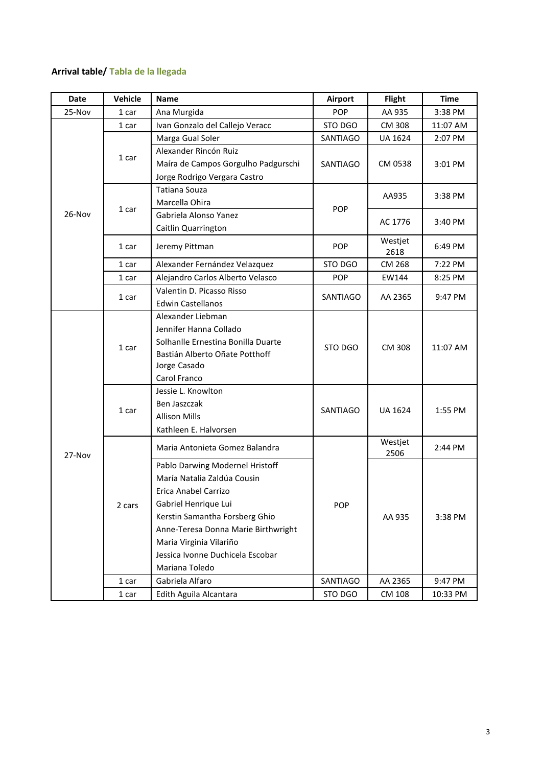**Arrival table/ Tabla de la llegada**

| Date | Vehicle | Name | Airport | Flight | Time |
|---|---|---|---|---|---|
| 25-Nov | 1 car | Ana Murgida | POP | AA 935 | 3:38 PM |
| 26-Nov | 1 car | Ivan Gonzalo del Callejo Veracc | STO DGO | CM 308 | 11:07 AM |
| | 1 car | Marga Gual Soler | SANTIAGO | UA 1624 | 2:07 PM |
| | | Alexander Rincón Ruiz<br>Maíra de Campos Gorgulho Padgurschi<br>Jorge Rodrigo Vergara Castro | SANTIAGO | CM 0538 | 3:01 PM |
| | 1 car | Tatiana Souza<br>Marcella Ohira | POP | AA935 | 3:38 PM |
| | | Gabriela Alonso Yanez<br>Caitlin Quarrington | | AC 1776 | 3:40 PM |
| | 1 car | Jeremy Pittman | POP | Westjet 2618 | 6:49 PM |
| | 1 car | Alexander Fernández Velazquez | STO DGO | CM 268 | 7:22 PM |
| | 1 car | Alejandro Carlos Alberto Velasco | POP | EW144 | 8:25 PM |
| | 1 car | Valentin D. Picasso Risso<br>Edwin Castellanos | SANTIAGO | AA 2365 | 9:47 PM |
| 27-Nov | 1 car | Alexander Liebman<br>Jennifer Hanna Collado<br>Solhanlle Ernestina Bonilla Duarte<br>Bastián Alberto Oñate Potthoff<br>Jorge Casado<br>Carol Franco | STO DGO | CM 308 | 11:07 AM |
| | 1 car | Jessie L. Knowlton<br>Ben Jaszczak<br>Allison Mills<br>Kathleen E. Halvorsen | SANTIAGO | UA 1624 | 1:55 PM |
| | 2 cars | Maria Antonieta Gomez Balandra | POP | Westjet 2506 | 2:44 PM |
| | | Pablo Darwing Modernel Hristoff<br>María Natalia Zaldúa Cousin<br>Erica Anabel Carrizo<br>Gabriel Henrique Lui<br>Kerstin Samantha Forsberg Ghio<br>Anne-Teresa Donna Marie Birthwright<br>Maria Virginia Vilariño<br>Jessica Ivonne Duchicela Escobar<br>Mariana Toledo | | AA 935 | 3:38 PM |
| | 1 car | Gabriela Alfaro | SANTIAGO | AA 2365 | 9:47 PM |
| | 1 car | Edith Aguila Alcantara | STO DGO | CM 108 | 10:33 PM |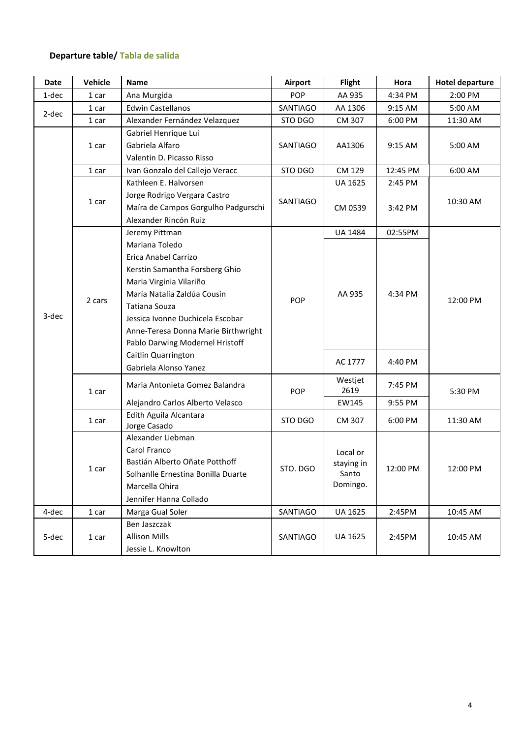**Departure table/ Tabla de salida**

| Date | Vehicle | Name | Airport | Flight | Hora | Hotel departure |
|---|---|---|---|---|---|---|
| 1-dec | 1 car | Ana Murgida | POP | AA 935 | 4:34 PM | 2:00 PM |
| 2-dec | 1 car | Edwin Castellanos | SANTIAGO | AA 1306 | 9:15 AM | 5:00 AM |
| | 1 car | Alexander Fernández Velazquez | STO DGO | CM 307 | 6:00 PM | 11:30 AM |
| 3-dec | 1 car | Gabriel Henrique Lui<br>Gabriela Alfaro<br>Valentin D. Picasso Risso | SANTIAGO | AA1306 | 9:15 AM | 5:00 AM |
| | 1 car | Ivan Gonzalo del Callejo Veracc | STO DGO | CM 129 | 12:45 PM | 6:00 AM |
| | 1 car | Kathleen E. Halvorsen<br>Jorge Rodrigo Vergara Castro<br>Maíra de Campos Gorgulho Padgurschi<br>Alexander Rincón Ruiz | SANTIAGO | UA 1625<br>CM 0539 | 2:45 PM<br>3:42 PM | 10:30 AM |
| | 2 cars | Jeremy Pittman<br>Mariana Toledo<br>Erica Anabel Carrizo<br>Kerstin Samantha Forsberg Ghio<br>Maria Virginia Vilariño<br>María Natalia Zaldúa Cousin<br>Tatiana Souza<br>Jessica Ivonne Duchicela Escobar<br>Anne-Teresa Donna Marie Birthwright<br>Pablo Darwing Modernel Hristoff<br>Caitlin Quarrington<br>Gabriela Alonso Yanez | POP | UA 1484<br>AA 935<br>AC 1777 | 02:55PM<br>4:34 PM<br>4:40 PM | 12:00 PM |
| | 1 car | Maria Antonieta Gomez Balandra<br>Alejandro Carlos Alberto Velasco | POP | Westjet 2619<br>EW145 | 7:45 PM<br>9:55 PM | 5:30 PM |
| | 1 car | Edith Aguila Alcantara<br>Jorge Casado | STO DGO | CM 307 | 6:00 PM | 11:30 AM |
| | 1 car | Alexander Liebman<br>Carol Franco<br>Bastián Alberto Oñate Potthoff<br>Solhanlle Ernestina Bonilla Duarte<br>Marcella Ohira<br>Jennifer Hanna Collado | STO. DGO | Local or staying in Santo Domingo. | 12:00 PM | 12:00 PM |
| 4-dec | 1 car | Marga Gual Soler | SANTIAGO | UA 1625 | 2:45PM | 10:45 AM |
| 5-dec | 1 car | Ben Jaszczak<br>Allison Mills<br>Jessie L. Knowlton | SANTIAGO | UA 1625 | 2:45PM | 10:45 AM |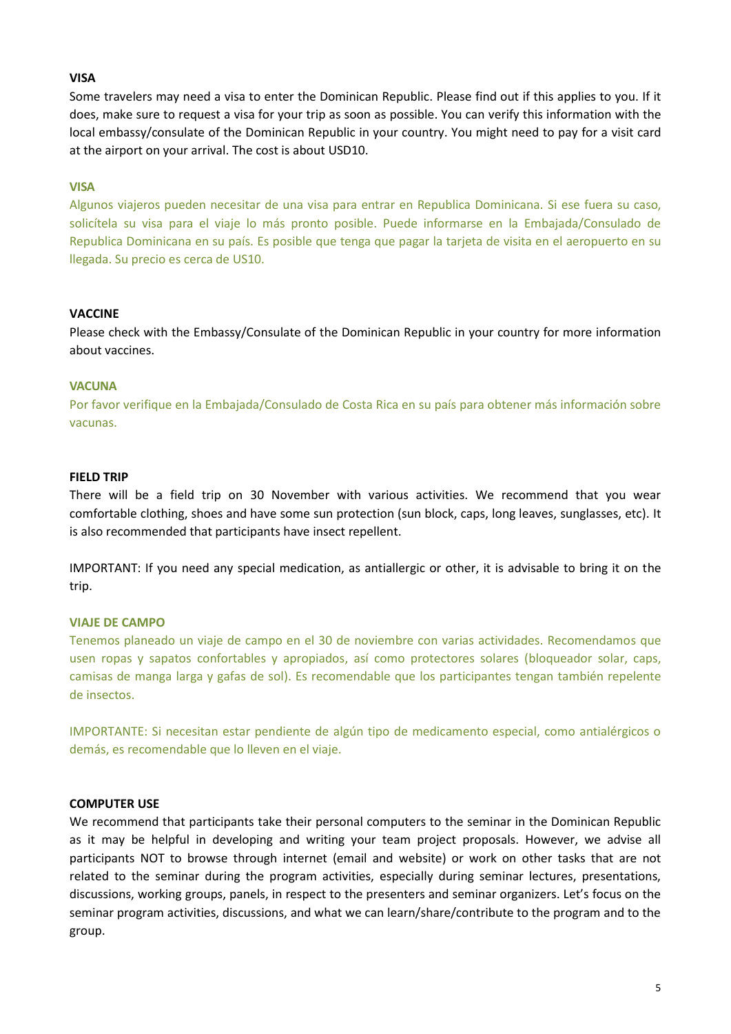**VISA**

Some travelers may need a visa to enter the Dominican Republic. Please find out if this applies to you. If it does, make sure to request a visa for your trip as soon as possible. You can verify this information with the local embassy/consulate of the Dominican Republic in your country. You might need to pay for a visit card at the airport on your arrival. The cost is about USD10.

**VISA**

Algunos viajeros pueden necesitar de una visa para entrar en Republica Dominicana. Si ese fuera su caso, solicítela su visa para el viaje lo más pronto posible. Puede informarse en la Embajada/Consulado de Republica Dominicana en su país. Es posible que tenga que pagar la tarjeta de visita en el aeropuerto en su llegada. Su precio es cerca de US10.

**VACCINE**

Please check with the Embassy/Consulate of the Dominican Republic in your country for more information about vaccines.

**VACUNA**

Por favor verifique en la Embajada/Consulado de Costa Rica en su país para obtener más información sobre vacunas.

**FIELD TRIP**

There will be a field trip on 30 November with various activities. We recommend that you wear comfortable clothing, shoes and have some sun protection (sun block, caps, long leaves, sunglasses, etc). It is also recommended that participants have insect repellent.

IMPORTANT: If you need any special medication, as antiallergic or other, it is advisable to bring it on the trip.

**VIAJE DE CAMPO**

Tenemos planeado un viaje de campo en el 30 de noviembre con varias actividades. Recomendamos que usen ropas y sapatos confortables y apropiados, así como protectores solares (bloqueador solar, caps, camisas de manga larga y gafas de sol). Es recomendable que los participantes tengan también repelente de insectos.

IMPORTANTE: Si necesitan estar pendiente de algún tipo de medicamento especial, como antialérgicos o demás, es recomendable que lo lleven en el viaje.

**COMPUTER USE**

We recommend that participants take their personal computers to the seminar in the Dominican Republic as it may be helpful in developing and writing your team project proposals. However, we advise all participants NOT to browse through internet (email and website) or work on other tasks that are not related to the seminar during the program activities, especially during seminar lectures, presentations, discussions, working groups, panels, in respect to the presenters and seminar organizers. Let's focus on the seminar program activities, discussions, and what we can learn/share/contribute to the program and to the group.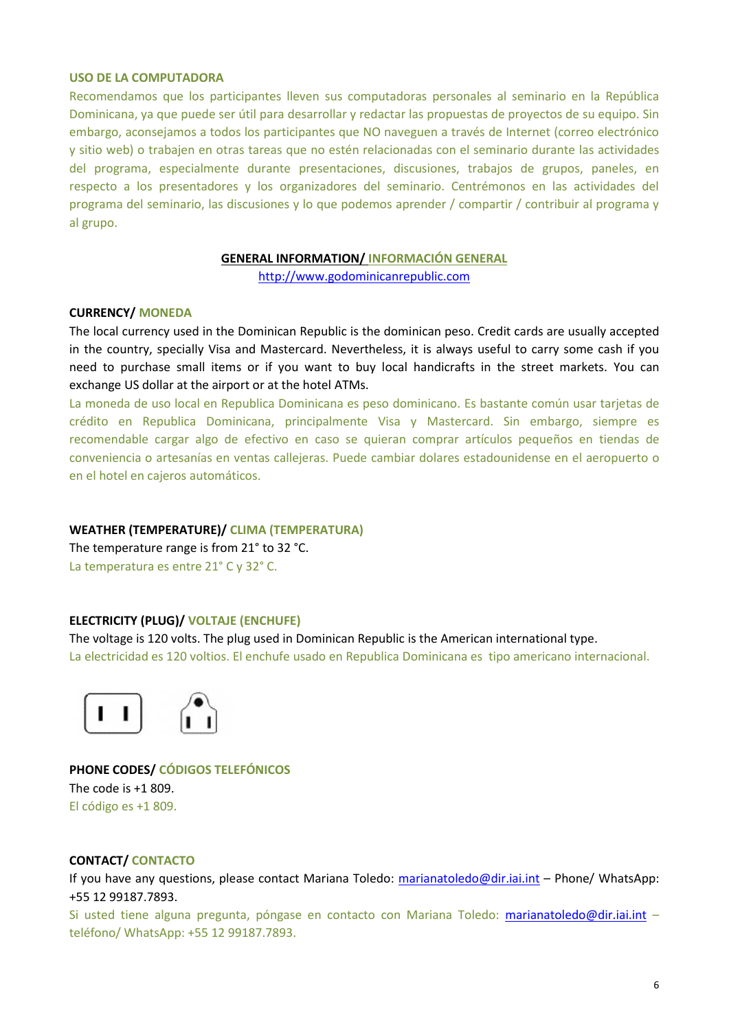### USO DE LA COMPUTADORA

Recomendamos que los participantes lleven sus computadoras personales al seminario en la República Dominicana, ya que puede ser útil para desarrollar y redactar las propuestas de proyectos de su equipo. Sin embargo, aconsejamos a todos los participantes que NO naveguen a través de Internet (correo electrónico y sitio web) o trabajen en otras tareas que no estén relacionadas con el seminario durante las actividades del programa, especialmente durante presentaciones, discusiones, trabajos de grupos, paneles, en respecto a los presentadores y los organizadores del seminario. Centrémonos en las actividades del programa del seminario, las discusiones y lo que podemos aprender / compartir / contribuir al programa y al grupo.

## GENERAL INFORMATION/ INFORMACIÓN GENERAL

http://www.godominicanrepublic.com

### CURRENCY/ MONEDA

The local currency used in the Dominican Republic is the dominican peso. Credit cards are usually accepted in the country, specially Visa and Mastercard. Nevertheless, it is always useful to carry some cash if you need to purchase small items or if you want to buy local handicrafts in the street markets. You can exchange US dollar at the airport or at the hotel ATMs.

La moneda de uso local en Republica Dominicana es peso dominicano. Es bastante común usar tarjetas de crédito en Republica Dominicana, principalmente Visa y Mastercard. Sin embargo, siempre es recomendable cargar algo de efectivo en caso se quieran comprar artículos pequeños en tiendas de conveniencia o artesanías en ventas callejeras. Puede cambiar dolares estadounidense en el aeropuerto o en el hotel en cajeros automáticos.

### WEATHER (TEMPERATURE)/ CLIMA (TEMPERATURA)

The temperature range is from 21° to 32 °C.

La temperatura es entre 21° C y 32° C.

### ELECTRICITY (PLUG)/ VOLTAJE (ENCHUFE)

The voltage is 120 volts. The plug used in Dominican Republic is the American international type.

La electricidad es 120 voltios. El enchufe usado en Republica Dominicana es tipo americano internacional.

### PHONE CODES/ CÓDIGOS TELEFÓNICOS

The code is +1 809.

El código es +1 809.

### CONTACT/ CONTACTO

If you have any questions, please contact Mariana Toledo: marianatoledo@dir.iai.int – Phone/ WhatsApp: +55 12 99187.7893.

Si usted tiene alguna pregunta, póngase en contacto con Mariana Toledo: marianatoledo@dir.iai.int – teléfono/ WhatsApp: +55 12 99187.7893.